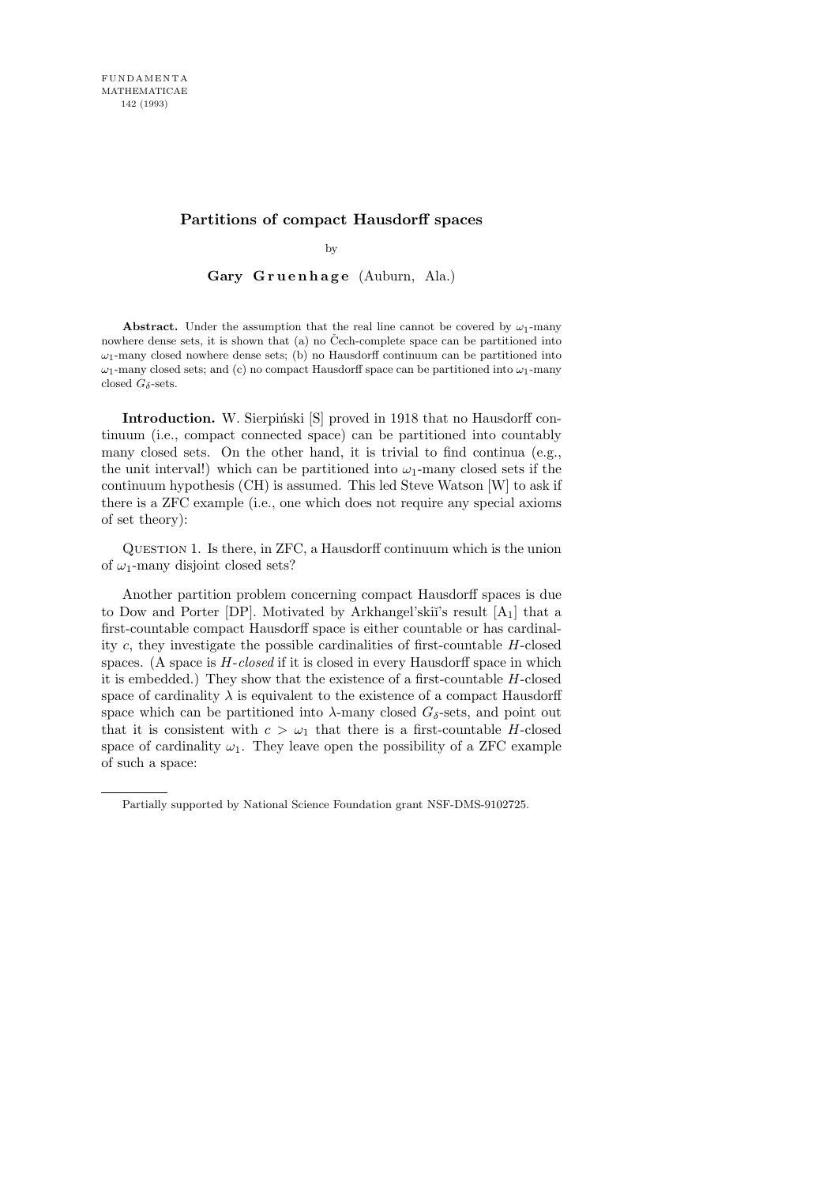# Partitions of compact Hausdorff spaces

by

**Gary Gruenhage** (Auburn, Ala.)

**Abstract.** Under the assumption that the real line cannot be covered by $\omega_1$-many nowhere dense sets, it is shown that (a) no Čech-complete space can be partitioned into $\omega_1$-many closed nowhere dense sets; (b) no Hausdorff continuum can be partitioned into $\omega_1$-many closed sets; and (c) no compact Hausdorff space can be partitioned into $\omega_1$-many closed $G_\delta$-sets.

**Introduction.** W. Sierpiński [S] proved in 1918 that no Hausdorff continuum (i.e., compact connected space) can be partitioned into countably many closed sets. On the other hand, it is trivial to find continua (e.g., the unit interval!) which can be partitioned into $\omega_1$-many closed sets if the continuum hypothesis (CH) is assumed. This led Steve Watson [W] to ask if there is a ZFC example (i.e., one which does not require any special axioms of set theory):

QUESTION 1. Is there, in ZFC, a Hausdorff continuum which is the union of $\omega_1$-many disjoint closed sets?

Another partition problem concerning compact Hausdorff spaces is due to Dow and Porter [DP]. Motivated by Arkhangel'skiĭ's result [$A_1$] that a first-countable compact Hausdorff space is either countable or has cardinality $c$, they investigate the possible cardinalities of first-countable $H$-closed spaces. (A space is *H-closed* if it is closed in every Hausdorff space in which it is embedded.) They show that the existence of a first-countable $H$-closed space of cardinality $\lambda$ is equivalent to the existence of a compact Hausdorff space which can be partitioned into $\lambda$-many closed $G_\delta$-sets, and point out that it is consistent with $c > \omega_1$ that there is a first-countable $H$-closed space of cardinality $\omega_1$. They leave open the possibility of a ZFC example of such a space:

---

Partially supported by National Science Foundation grant NSF-DMS-9102725.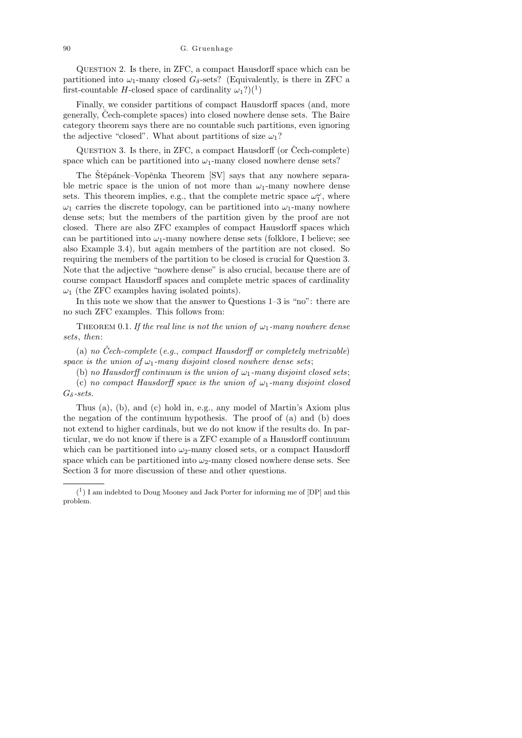Question 2. Is there, in ZFC, a compact Hausdorff space which can be partitioned into $\omega_1$-many closed $G_\delta$-sets? (Equivalently, is there in ZFC a first-countable $H$-closed space of cardinality $\omega_1$?)([1])

Finally, we consider partitions of compact Hausdorff spaces (and, more generally, Čech-complete spaces) into closed nowhere dense sets. The Baire category theorem says there are no countable such partitions, even ignoring the adjective "closed". What about partitions of size $\omega_1$?

Question 3. Is there, in ZFC, a compact Hausdorff (or Čech-complete) space which can be partitioned into $\omega_1$-many closed nowhere dense sets?

The Štěpánek–Vopěnka Theorem [SV] says that any nowhere separable metric space is the union of not more than $\omega_1$-many nowhere dense sets. This theorem implies, e.g., that the complete metric space $\omega_1^\omega$, where $\omega_1$ carries the discrete topology, can be partitioned into $\omega_1$-many nowhere dense sets; but the members of the partition given by the proof are not closed. There are also ZFC examples of compact Hausdorff spaces which can be partitioned into $\omega_1$-many nowhere dense sets (folklore, I believe; see also Example 3.4), but again members of the partition are not closed. So requiring the members of the partition to be closed is crucial for Question 3. Note that the adjective "nowhere dense" is also crucial, because there are of course compact Hausdorff spaces and complete metric spaces of cardinality $\omega_1$ (the ZFC examples having isolated points).

In this note we show that the answer to Questions 1–3 is "no": there are no such ZFC examples. This follows from:

Theorem 0.1. *If the real line is not the union of $\omega_1$-many nowhere dense sets, then*:

(a) *no Čech-complete* (*e.g.*, *compact Hausdorff or completely metrizable*) *space is the union of $\omega_1$-many disjoint closed nowhere dense sets*;

(b) *no Hausdorff continuum is the union of $\omega_1$-many disjoint closed sets*;

(c) *no compact Hausdorff space is the union of $\omega_1$-many disjoint closed $G_\delta$-sets.*

Thus (a), (b), and (c) hold in, e.g., any model of Martin's Axiom plus the negation of the continuum hypothesis. The proof of (a) and (b) does not extend to higher cardinals, but we do not know if the results do. In particular, we do not know if there is a ZFC example of a Hausdorff continuum which can be partitioned into $\omega_2$-many closed sets, or a compact Hausdorff space which can be partitioned into $\omega_2$-many closed nowhere dense sets. See Section 3 for more discussion of these and other questions.

---

([1]) I am indebted to Doug Mooney and Jack Porter for informing me of [DP] and this problem.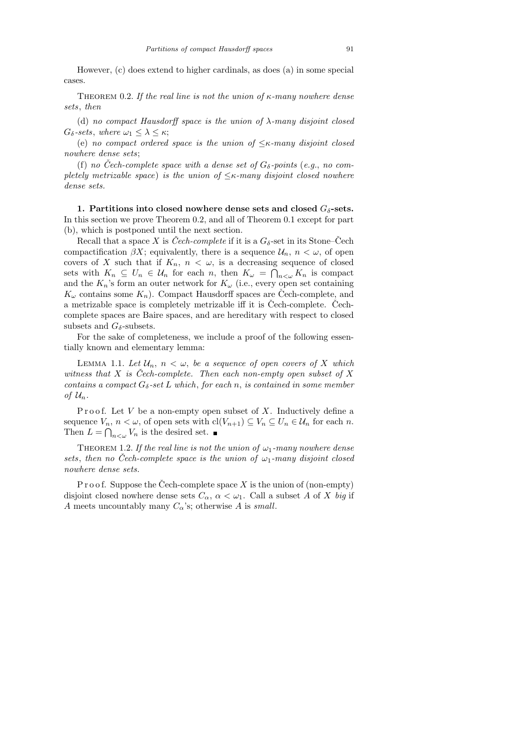However, (c) does extend to higher cardinals, as does (a) in some special cases.

Theorem 0.2. *If the real line is not the union of $\kappa$-many nowhere dense sets*, *then*

(d) *no compact Hausdorff space is the union of $\lambda$-many disjoint closed $G_\delta$-sets*, *where $\omega_1 \le \lambda \le \kappa$*;

(e) *no compact ordered space is the union of $\le\kappa$-many disjoint closed nowhere dense sets*;

(f) *no Čech-complete space with a dense set of $G_\delta$-points* (*e.g.*, *no completely metrizable space*) *is the union of $\le\kappa$-many disjoint closed nowhere dense sets.*

**1. Partitions into closed nowhere dense sets and closed $G_\delta$-sets.** In this section we prove Theorem 0.2, and all of Theorem 0.1 except for part (b), which is postponed until the next section.

Recall that a space $X$ is *Čech-complete* if it is a $G_\delta$-set in its Stone–Čech compactification $\beta X$; equivalently, there is a sequence $\mathcal{U}_n$, $n < \omega$, of open covers of $X$ such that if $K_n$, $n < \omega$, is a decreasing sequence of closed sets with $K_n \subseteq U_n \in \mathcal{U}_n$ for each $n$, then $K_\omega = \bigcap_{n<\omega} K_n$ is compact and the $K_n$'s form an outer network for $K_\omega$ (i.e., every open set containing $K_\omega$ contains some $K_n$). Compact Hausdorff spaces are Čech-complete, and a metrizable space is completely metrizable iff it is Čech-complete. Čech-complete spaces are Baire spaces, and are hereditary with respect to closed subsets and $G_\delta$-subsets.

For the sake of completeness, we include a proof of the following essentially known and elementary lemma:

Lemma 1.1. *Let $\mathcal{U}_n$, $n < \omega$, be a sequence of open covers of $X$ which witness that $X$ is Čech-complete. Then each non-empty open subset of $X$ contains a compact $G_\delta$-set $L$ which*, *for each $n$*, *is contained in some member of $\mathcal{U}_n$.*

Proof. Let $V$ be a non-empty open subset of $X$. Inductively define a sequence $V_n$, $n < \omega$, of open sets with $\mathrm{cl}(V_{n+1}) \subseteq V_n \subseteq U_n \in \mathcal{U}_n$ for each $n$. Then $L = \bigcap_{n<\omega} V_n$ is the desired set. ∎

Theorem 1.2. *If the real line is not the union of $\omega_1$-many nowhere dense sets*, *then no Čech-complete space is the union of $\omega_1$-many disjoint closed nowhere dense sets.*

Proof. Suppose the Čech-complete space $X$ is the union of (non-empty) disjoint closed nowhere dense sets $C_\alpha$, $\alpha < \omega_1$. Call a subset $A$ of $X$ *big* if $A$ meets uncountably many $C_\alpha$'s; otherwise $A$ is *small*.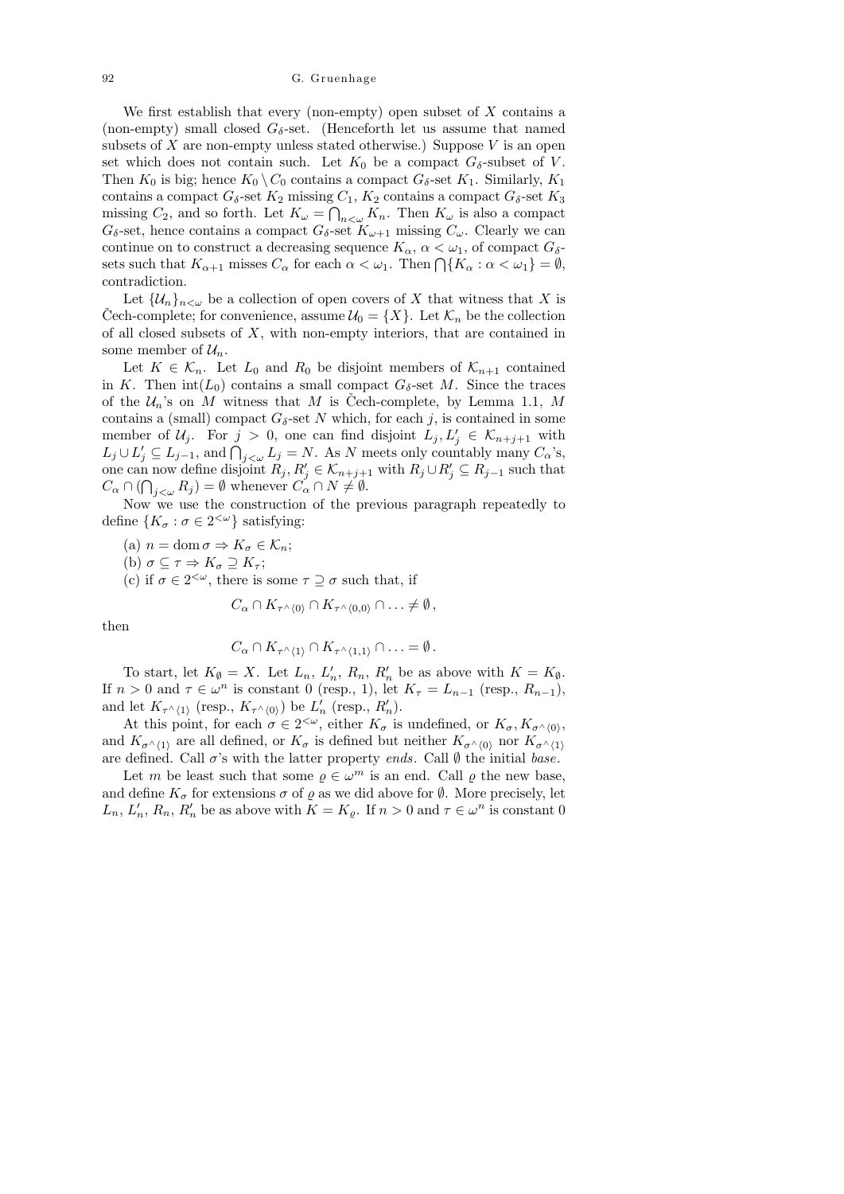We first establish that every (non-empty) open subset of $X$ contains a (non-empty) small closed $G_\delta$-set. (Henceforth let us assume that named subsets of $X$ are non-empty unless stated otherwise.) Suppose $V$ is an open set which does not contain such. Let $K_0$ be a compact $G_\delta$-subset of $V$. Then $K_0$ is big; hence $K_0 \setminus C_0$ contains a compact $G_\delta$-set $K_1$. Similarly, $K_1$ contains a compact $G_\delta$-set $K_2$ missing $C_1$, $K_2$ contains a compact $G_\delta$-set $K_3$ missing $C_2$, and so forth. Let $K_\omega = \bigcap_{n<\omega} K_n$. Then $K_\omega$ is also a compact $G_\delta$-set, hence contains a compact $G_\delta$-set $K_{\omega+1}$ missing $C_\omega$. Clearly we can continue on to construct a decreasing sequence $K_\alpha$, $\alpha < \omega_1$, of compact $G_\delta$-sets such that $K_{\alpha+1}$ misses $C_\alpha$ for each $\alpha < \omega_1$. Then $\bigcap\{K_\alpha : \alpha < \omega_1\} = \emptyset$, contradiction.

Let $\{\mathcal{U}_n\}_{n<\omega}$ be a collection of open covers of $X$ that witness that $X$ is Čech-complete; for convenience, assume $\mathcal{U}_0 = \{X\}$. Let $\mathcal{K}_n$ be the collection of all closed subsets of $X$, with non-empty interiors, that are contained in some member of $\mathcal{U}_n$.

Let $K \in \mathcal{K}_n$. Let $L_0$ and $R_0$ be disjoint members of $\mathcal{K}_{n+1}$ contained in $K$. Then $\mathrm{int}(L_0)$ contains a small compact $G_\delta$-set $M$. Since the traces of the $\mathcal{U}_n$'s on $M$ witness that $M$ is Čech-complete, by Lemma 1.1, $M$ contains a (small) compact $G_\delta$-set $N$ which, for each $j$, is contained in some member of $\mathcal{U}_j$. For $j > 0$, one can find disjoint $L_j, L'_j \in \mathcal{K}_{n+j+1}$ with $L_j \cup L'_j \subseteq L_{j-1}$, and $\bigcap_{j<\omega} L_j = N$. As $N$ meets only countably many $C_\alpha$'s, one can now define disjoint $R_j, R'_j \in \mathcal{K}_{n+j+1}$ with $R_j \cup R'_j \subseteq R_{j-1}$ such that $C_\alpha \cap (\bigcap_{j<\omega} R_j) = \emptyset$ whenever $C_\alpha \cap N \neq \emptyset$.

Now we use the construction of the previous paragraph repeatedly to define $\{K_\sigma : \sigma \in 2^{<\omega}\}$ satisfying:

(a) $n = \mathrm{dom}\, \sigma \Rightarrow K_\sigma \in \mathcal{K}_n$;

(b) $\sigma \subseteq \tau \Rightarrow K_\sigma \supseteq K_\tau$;

(c) if $\sigma \in 2^{<\omega}$, there is some $\tau \supseteq \sigma$ such that, if

$$C_\alpha \cap K_{\tau^\frown\langle 0\rangle} \cap K_{\tau^\frown\langle 0,0\rangle} \cap \ldots \neq \emptyset\,,$$

then

$$C_\alpha \cap K_{\tau^\frown\langle 1\rangle} \cap K_{\tau^\frown\langle 1,1\rangle} \cap \ldots = \emptyset\,.$$

To start, let $K_\emptyset = X$. Let $L_n$, $L'_n$, $R_n$, $R'_n$ be as above with $K = K_\emptyset$. If $n > 0$ and $\tau \in \omega^n$ is constant 0 (resp., 1), let $K_\tau = L_{n-1}$ (resp., $R_{n-1}$), and let $K_{\tau^\frown\langle 1\rangle}$ (resp., $K_{\tau^\frown\langle 0\rangle}$) be $L'_n$ (resp., $R'_n$).

At this point, for each $\sigma \in 2^{<\omega}$, either $K_\sigma$ is undefined, or $K_\sigma, K_{\sigma^\frown\langle 0\rangle}$, and $K_{\sigma^\frown\langle 1\rangle}$ are all defined, or $K_\sigma$ is defined but neither $K_{\sigma^\frown\langle 0\rangle}$ nor $K_{\sigma^\frown\langle 1\rangle}$ are defined. Call $\sigma$'s with the latter property *ends*. Call $\emptyset$ the initial *base*.

Let $m$ be least such that some $\varrho \in \omega^m$ is an end. Call $\varrho$ the new base, and define $K_\sigma$ for extensions $\sigma$ of $\varrho$ as we did above for $\emptyset$. More precisely, let $L_n$, $L'_n$, $R_n$, $R'_n$ be as above with $K = K_\varrho$. If $n > 0$ and $\tau \in \omega^n$ is constant 0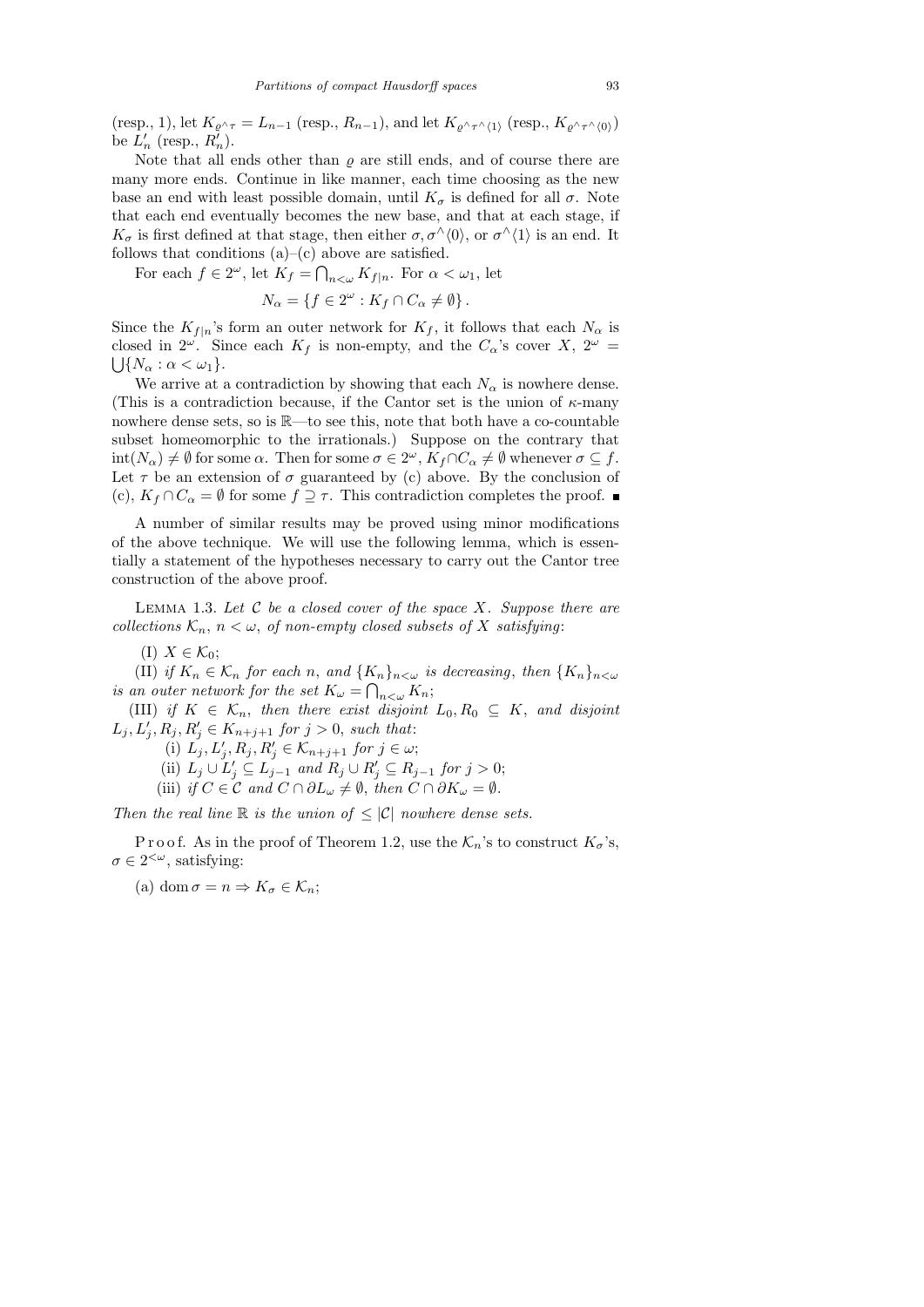(resp., 1), let $K_{\varrho^\frown\tau} = L_{n-1}$ (resp., $R_{n-1}$), and let $K_{\varrho^\frown\tau^\frown\langle 1\rangle}$ (resp., $K_{\varrho^\frown\tau^\frown\langle 0\rangle}$) be $L'_n$ (resp., $R'_n$).

Note that all ends other than $\varrho$ are still ends, and of course there are many more ends. Continue in like manner, each time choosing as the new base an end with least possible domain, until $K_\sigma$ is defined for all $\sigma$. Note that each end eventually becomes the new base, and that at each stage, if $K_\sigma$ is first defined at that stage, then either $\sigma, \sigma^\frown\langle 0\rangle$, or $\sigma^\frown\langle 1\rangle$ is an end. It follows that conditions (a)–(c) above are satisfied.

For each $f \in 2^\omega$, let $K_f = \bigcap_{n<\omega} K_{f|n}$. For $\alpha < \omega_1$, let

$$N_\alpha = \{f \in 2^\omega : K_f \cap C_\alpha \neq \emptyset\}.$$

Since the $K_{f|n}$'s form an outer network for $K_f$, it follows that each $N_\alpha$ is closed in $2^\omega$. Since each $K_f$ is non-empty, and the $C_\alpha$'s cover $X$, $2^\omega = \bigcup\{N_\alpha : \alpha < \omega_1\}$.

We arrive at a contradiction by showing that each $N_\alpha$ is nowhere dense. (This is a contradiction because, if the Cantor set is the union of $\kappa$-many nowhere dense sets, so is $\mathbb{R}$—to see this, note that both have a co-countable subset homeomorphic to the irrationals.) Suppose on the contrary that $\operatorname{int}(N_\alpha) \neq \emptyset$ for some $\alpha$. Then for some $\sigma \in 2^\omega$, $K_f \cap C_\alpha \neq \emptyset$ whenever $\sigma \subseteq f$. Let $\tau$ be an extension of $\sigma$ guaranteed by (c) above. By the conclusion of (c), $K_f \cap C_\alpha = \emptyset$ for some $f \supseteq \tau$. This contradiction completes the proof. ∎

A number of similar results may be proved using minor modifications of the above technique. We will use the following lemma, which is essentially a statement of the hypotheses necessary to carry out the Cantor tree construction of the above proof.

**Lemma 1.3.** *Let $\mathcal{C}$ be a closed cover of the space $X$. Suppose there are collections $\mathcal{K}_n$, $n < \omega$, of non-empty closed subsets of $X$ satisfying*:

(I) $X \in \mathcal{K}_0$;

(II) *if $K_n \in \mathcal{K}_n$ for each $n$, and $\{K_n\}_{n<\omega}$ is decreasing, then $\{K_n\}_{n<\omega}$ is an outer network for the set $K_\omega = \bigcap_{n<\omega} K_n$*;

(III) *if $K \in \mathcal{K}_n$, then there exist disjoint $L_0, R_0 \subseteq K$, and disjoint $L_j, L'_j, R_j, R'_j \in K_{n+j+1}$ for $j > 0$, such that*:

(i) $L_j, L'_j, R_j, R'_j \in \mathcal{K}_{n+j+1}$ *for $j \in \omega$*;

(ii) $L_j \cup L'_j \subseteq L_{j-1}$ *and* $R_j \cup R'_j \subseteq R_{j-1}$ *for $j > 0$*;

(iii) *if $C \in \mathcal{C}$ and $C \cap \partial L_\omega \neq \emptyset$, then $C \cap \partial K_\omega = \emptyset$.*

*Then the real line $\mathbb{R}$ is the union of $\leq |\mathcal{C}|$ nowhere dense sets.*

Proof. As in the proof of Theorem 1.2, use the $\mathcal{K}_n$'s to construct $K_\sigma$'s, $\sigma \in 2^{<\omega}$, satisfying:

(a) $\operatorname{dom}\sigma = n \Rightarrow K_\sigma \in \mathcal{K}_n$;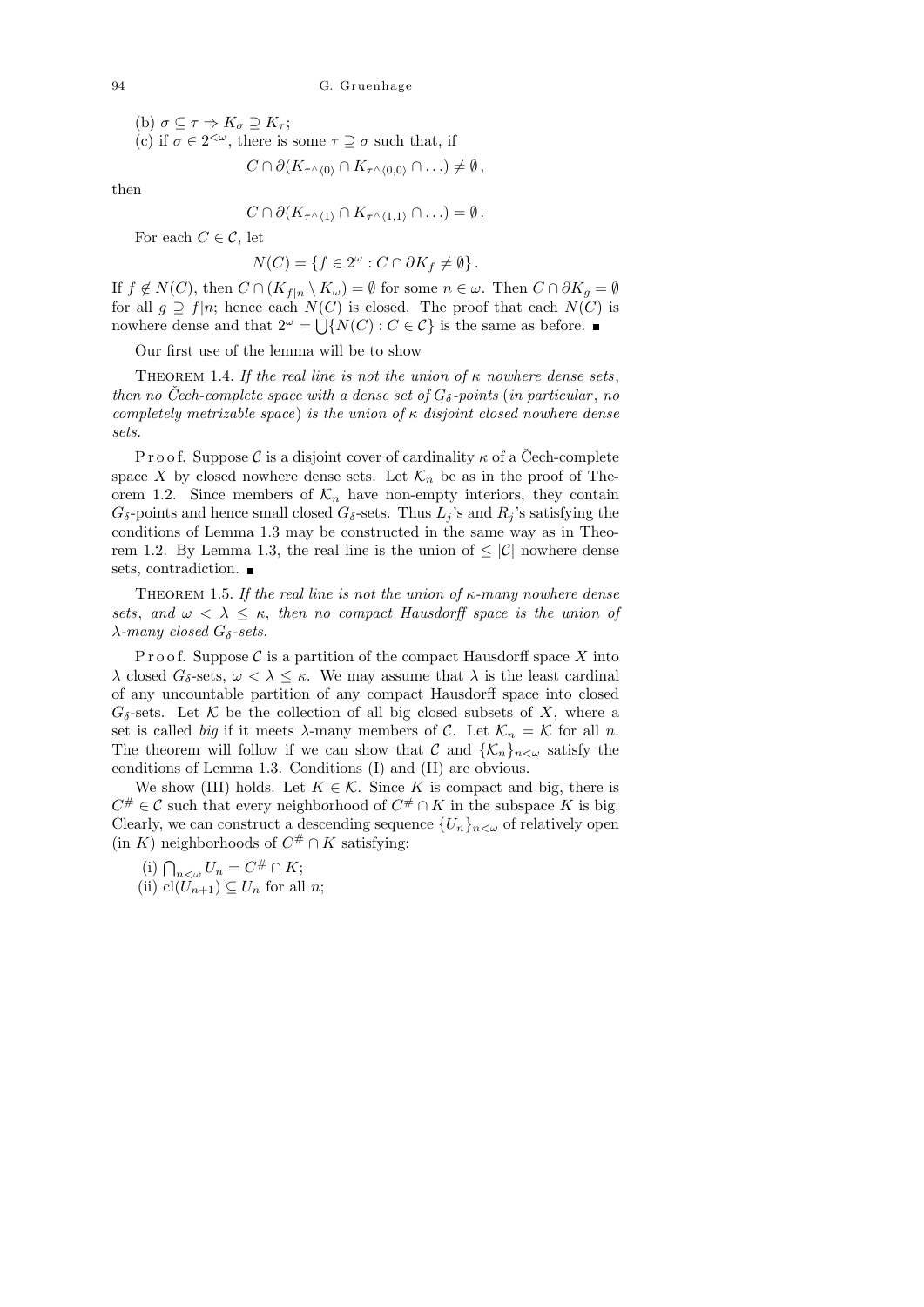(b) $\sigma \subseteq \tau \Rightarrow K_\sigma \supseteq K_\tau$;

(c) if $\sigma \in 2^{<\omega}$, there is some $\tau \supseteq \sigma$ such that, if

$$C \cap \partial(K_{\tau^\frown\langle 0\rangle} \cap K_{\tau^\frown\langle 0,0\rangle} \cap \ldots) \neq \emptyset\,,$$

then

$$C \cap \partial(K_{\tau^\frown\langle 1\rangle} \cap K_{\tau^\frown\langle 1,1\rangle} \cap \ldots) = \emptyset\,.$$

For each $C \in \mathcal{C}$, let

$$N(C) = \{f \in 2^\omega : C \cap \partial K_f \neq \emptyset\}\,.$$

If $f \notin N(C)$, then $C \cap (K_{f|n} \setminus K_\omega) = \emptyset$ for some $n \in \omega$. Then $C \cap \partial K_g = \emptyset$ for all $g \supseteq f|n$; hence each $N(C)$ is closed. The proof that each $N(C)$ is nowhere dense and that $2^\omega = \bigcup\{N(C) : C \in \mathcal{C}\}$ is the same as before. ∎

Our first use of the lemma will be to show

Theorem 1.4. *If the real line is not the union of $\kappa$ nowhere dense sets, then no Čech-complete space with a dense set of $G_\delta$-points* (*in particular, no completely metrizable space*) *is the union of $\kappa$ disjoint closed nowhere dense sets.*

Proof. Suppose $\mathcal{C}$ is a disjoint cover of cardinality $\kappa$ of a Čech-complete space $X$ by closed nowhere dense sets. Let $\mathcal{K}_n$ be as in the proof of Theorem 1.2. Since members of $\mathcal{K}_n$ have non-empty interiors, they contain $G_\delta$-points and hence small closed $G_\delta$-sets. Thus $L_j$'s and $R_j$'s satisfying the conditions of Lemma 1.3 may be constructed in the same way as in Theorem 1.2. By Lemma 1.3, the real line is the union of $\leq |\mathcal{C}|$ nowhere dense sets, contradiction. ∎

Theorem 1.5. *If the real line is not the union of $\kappa$-many nowhere dense sets, and $\omega < \lambda \leq \kappa$, then no compact Hausdorff space is the union of $\lambda$-many closed $G_\delta$-sets.*

Proof. Suppose $\mathcal{C}$ is a partition of the compact Hausdorff space $X$ into $\lambda$ closed $G_\delta$-sets, $\omega < \lambda \leq \kappa$. We may assume that $\lambda$ is the least cardinal of any uncountable partition of any compact Hausdorff space into closed $G_\delta$-sets. Let $\mathcal{K}$ be the collection of all big closed subsets of $X$, where a set is called *big* if it meets $\lambda$-many members of $\mathcal{C}$. Let $\mathcal{K}_n = \mathcal{K}$ for all $n$. The theorem will follow if we can show that $\mathcal{C}$ and $\{\mathcal{K}_n\}_{n<\omega}$ satisfy the conditions of Lemma 1.3. Conditions (I) and (II) are obvious.

We show (III) holds. Let $K \in \mathcal{K}$. Since $K$ is compact and big, there is $C^\# \in \mathcal{C}$ such that every neighborhood of $C^\# \cap K$ in the subspace $K$ is big. Clearly, we can construct a descending sequence $\{U_n\}_{n<\omega}$ of relatively open (in $K$) neighborhoods of $C^\# \cap K$ satisfying:

(i) $\bigcap_{n<\omega} U_n = C^\# \cap K$;

(ii) $\mathrm{cl}(U_{n+1}) \subseteq U_n$ for all $n$;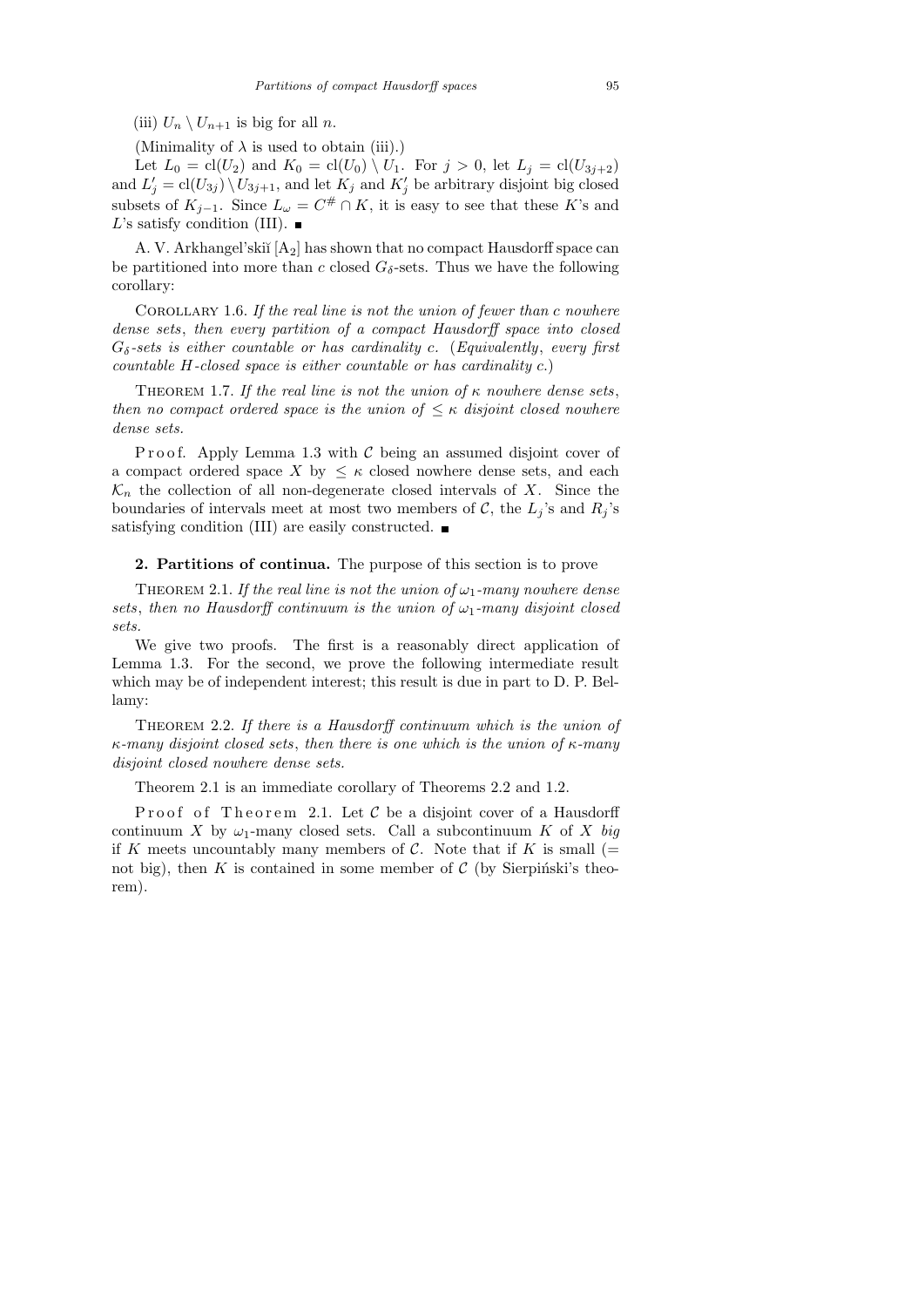(iii) $U_n \setminus U_{n+1}$ is big for all $n$.

(Minimality of $\lambda$ is used to obtain (iii).)

Let $L_0 = \mathrm{cl}(U_2)$ and $K_0 = \mathrm{cl}(U_0) \setminus U_1$. For $j > 0$, let $L_j = \mathrm{cl}(U_{3j+2})$ and $L'_j = \mathrm{cl}(U_{3j}) \setminus U_{3j+1}$, and let $K_j$ and $K'_j$ be arbitrary disjoint big closed subsets of $K_{j-1}$. Since $L_\omega = C^\# \cap K$, it is easy to see that these $K$'s and $L$'s satisfy condition (III). ∎

A. V. Arkhangel'skiĭ [A$_2$] has shown that no compact Hausdorff space can be partitioned into more than $c$ closed $G_\delta$-sets. Thus we have the following corollary:

COROLLARY 1.6. *If the real line is not the union of fewer than $c$ nowhere dense sets, then every partition of a compact Hausdorff space into closed $G_\delta$-sets is either countable or has cardinality $c$.* (*Equivalently, every first countable $H$-closed space is either countable or has cardinality $c$.*)

THEOREM 1.7. *If the real line is not the union of $\kappa$ nowhere dense sets, then no compact ordered space is the union of $\leq \kappa$ disjoint closed nowhere dense sets.*

Proof. Apply Lemma 1.3 with $\mathcal{C}$ being an assumed disjoint cover of a compact ordered space $X$ by $\leq \kappa$ closed nowhere dense sets, and each $\mathcal{K}_n$ the collection of all non-degenerate closed intervals of $X$. Since the boundaries of intervals meet at most two members of $\mathcal{C}$, the $L_j$'s and $R_j$'s satisfying condition (III) are easily constructed. ∎

**2. Partitions of continua.** The purpose of this section is to prove

THEOREM 2.1. *If the real line is not the union of $\omega_1$-many nowhere dense sets, then no Hausdorff continuum is the union of $\omega_1$-many disjoint closed sets.*

We give two proofs. The first is a reasonably direct application of Lemma 1.3. For the second, we prove the following intermediate result which may be of independent interest; this result is due in part to D. P. Bellamy:

THEOREM 2.2. *If there is a Hausdorff continuum which is the union of $\kappa$-many disjoint closed sets, then there is one which is the union of $\kappa$-many disjoint closed nowhere dense sets.*

Theorem 2.1 is an immediate corollary of Theorems 2.2 and 1.2.

Proof of Theorem 2.1. Let $\mathcal{C}$ be a disjoint cover of a Hausdorff continuum $X$ by $\omega_1$-many closed sets. Call a subcontinuum $K$ of $X$ *big* if $K$ meets uncountably many members of $\mathcal{C}$. Note that if $K$ is small (= not big), then $K$ is contained in some member of $\mathcal{C}$ (by Sierpiński's theorem).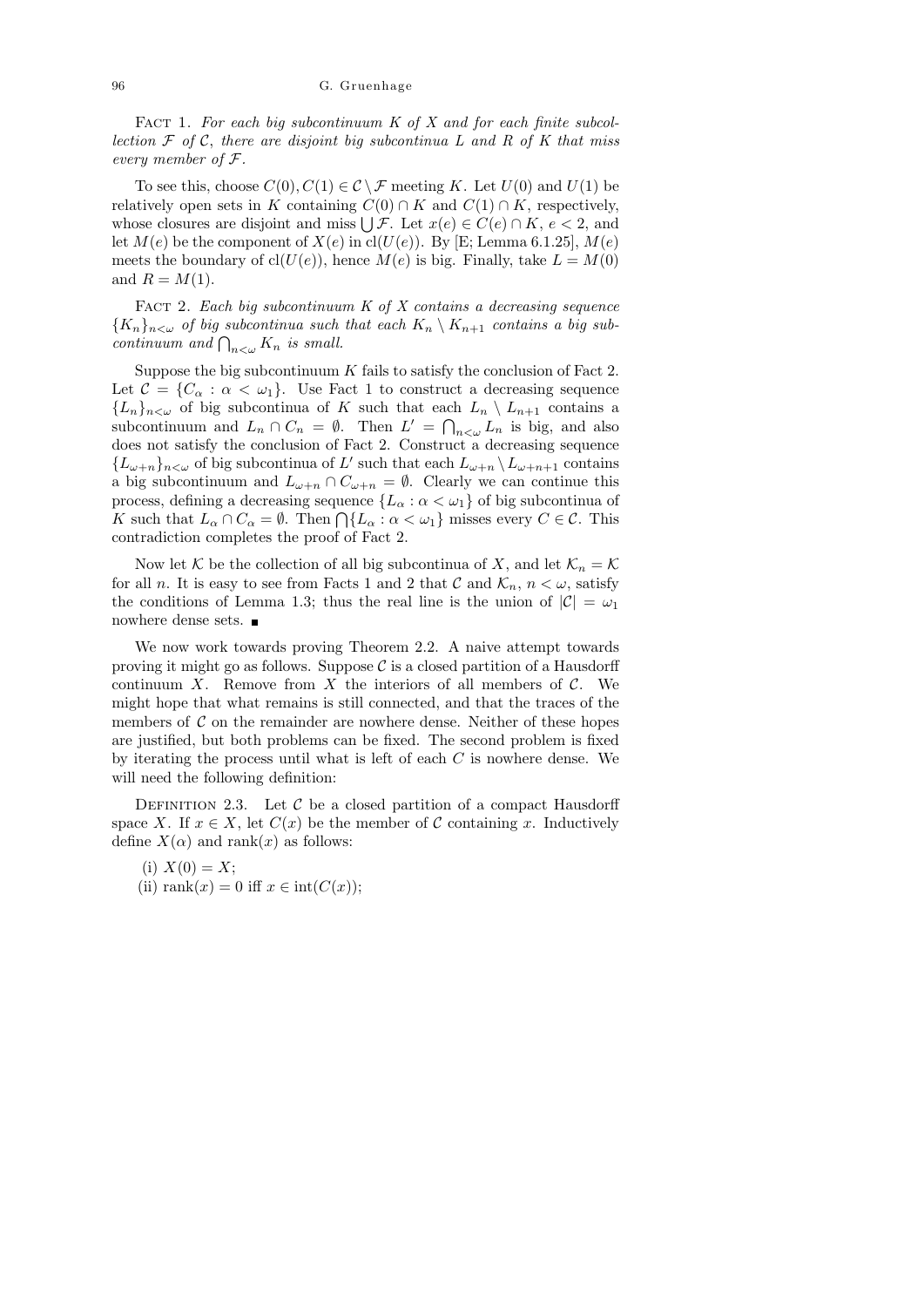Fact 1. *For each big subcontinuum $K$ of $X$ and for each finite subcollection $\mathcal{F}$ of $\mathcal{C}$, there are disjoint big subcontinua $L$ and $R$ of $K$ that miss every member of $\mathcal{F}$.*

To see this, choose $C(0), C(1) \in \mathcal{C} \setminus \mathcal{F}$ meeting $K$. Let $U(0)$ and $U(1)$ be relatively open sets in $K$ containing $C(0) \cap K$ and $C(1) \cap K$, respectively, whose closures are disjoint and miss $\bigcup \mathcal{F}$. Let $x(e) \in C(e) \cap K$, $e < 2$, and let $M(e)$ be the component of $X(e)$ in $\mathrm{cl}(U(e))$. By [E; Lemma 6.1.25], $M(e)$ meets the boundary of $\mathrm{cl}(U(e))$, hence $M(e)$ is big. Finally, take $L = M(0)$ and $R = M(1)$.

Fact 2. *Each big subcontinuum $K$ of $X$ contains a decreasing sequence $\{K_n\}_{n<\omega}$ of big subcontinua such that each $K_n \setminus K_{n+1}$ contains a big subcontinuum and $\bigcap_{n<\omega} K_n$ is small.*

Suppose the big subcontinuum $K$ fails to satisfy the conclusion of Fact 2. Let $\mathcal{C} = \{C_\alpha : \alpha < \omega_1\}$. Use Fact 1 to construct a decreasing sequence $\{L_n\}_{n<\omega}$ of big subcontinua of $K$ such that each $L_n \setminus L_{n+1}$ contains a subcontinuum and $L_n \cap C_n = \emptyset$. Then $L' = \bigcap_{n<\omega} L_n$ is big, and also does not satisfy the conclusion of Fact 2. Construct a decreasing sequence $\{L_{\omega+n}\}_{n<\omega}$ of big subcontinua of $L'$ such that each $L_{\omega+n} \setminus L_{\omega+n+1}$ contains a big subcontinuum and $L_{\omega+n} \cap C_{\omega+n} = \emptyset$. Clearly we can continue this process, defining a decreasing sequence $\{L_\alpha : \alpha < \omega_1\}$ of big subcontinua of $K$ such that $L_\alpha \cap C_\alpha = \emptyset$. Then $\bigcap \{L_\alpha : \alpha < \omega_1\}$ misses every $C \in \mathcal{C}$. This contradiction completes the proof of Fact 2.

Now let $\mathcal{K}$ be the collection of all big subcontinua of $X$, and let $\mathcal{K}_n = \mathcal{K}$ for all $n$. It is easy to see from Facts 1 and 2 that $\mathcal{C}$ and $\mathcal{K}_n$, $n < \omega$, satisfy the conditions of Lemma 1.3; thus the real line is the union of $|\mathcal{C}| = \omega_1$ nowhere dense sets. ∎

We now work towards proving Theorem 2.2. A naive attempt towards proving it might go as follows. Suppose $\mathcal{C}$ is a closed partition of a Hausdorff continuum $X$. Remove from $X$ the interiors of all members of $\mathcal{C}$. We might hope that what remains is still connected, and that the traces of the members of $\mathcal{C}$ on the remainder are nowhere dense. Neither of these hopes are justified, but both problems can be fixed. The second problem is fixed by iterating the process until what is left of each $C$ is nowhere dense. We will need the following definition:

Definition 2.3. Let $\mathcal{C}$ be a closed partition of a compact Hausdorff space $X$. If $x \in X$, let $C(x)$ be the member of $\mathcal{C}$ containing $x$. Inductively define $X(\alpha)$ and $\mathrm{rank}(x)$ as follows:

(i) $X(0) = X$;

(ii) $\mathrm{rank}(x) = 0$ iff $x \in \mathrm{int}(C(x))$;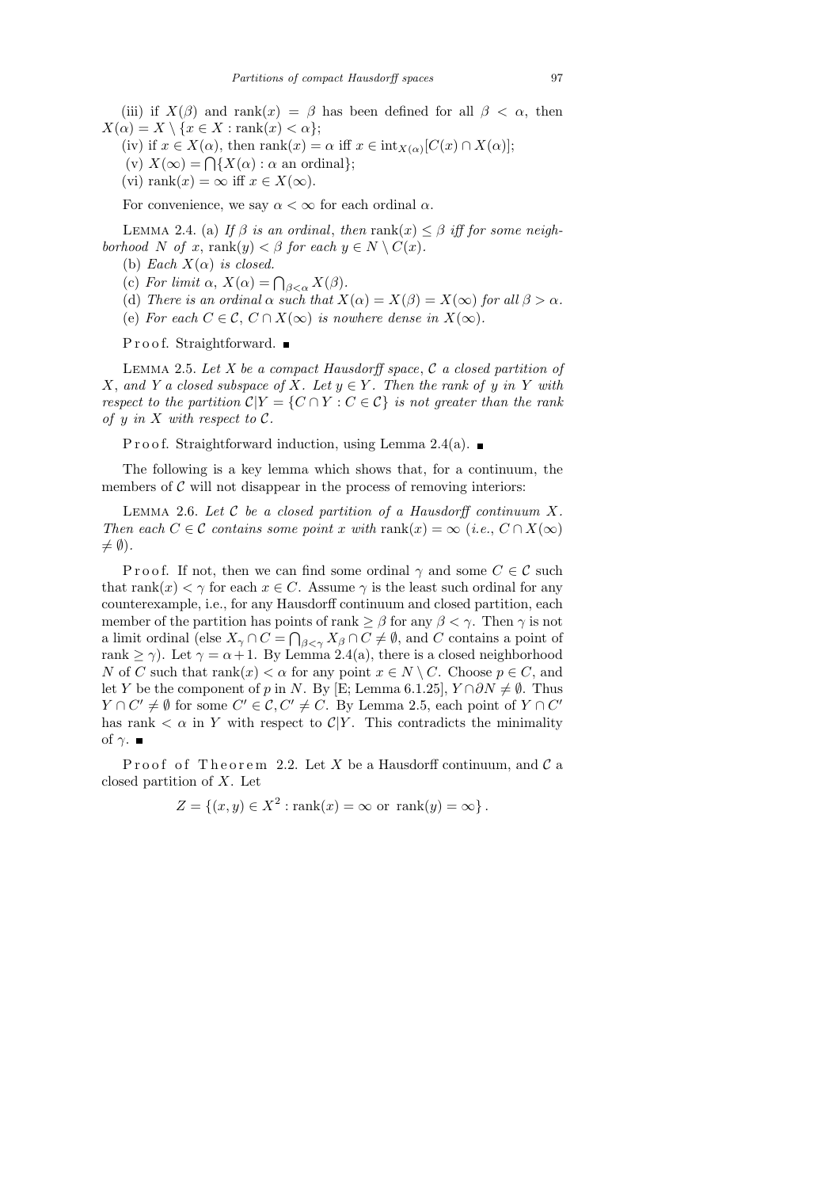(iii) if $X(\beta)$ and $\operatorname{rank}(x) = \beta$ has been defined for all $\beta < \alpha$, then $X(\alpha) = X \setminus \{x \in X : \operatorname{rank}(x) < \alpha\}$;

(iv) if $x \in X(\alpha)$, then $\operatorname{rank}(x) = \alpha$ iff $x \in \operatorname{int}_{X(\alpha)}[C(x) \cap X(\alpha)]$;

(v) $X(\infty) = \bigcap\{X(\alpha) : \alpha \text{ an ordinal}\}$;

(vi) $\operatorname{rank}(x) = \infty$ iff $x \in X(\infty)$.

For convenience, we say $\alpha < \infty$ for each ordinal $\alpha$.

Lemma 2.4. (a) *If $\beta$ is an ordinal, then $\operatorname{rank}(x) \le \beta$ iff for some neighborhood $N$ of $x$, $\operatorname{rank}(y) < \beta$ for each $y \in N \setminus C(x)$.*

(b) *Each $X(\alpha)$ is closed.*

(c) *For limit $\alpha$, $X(\alpha) = \bigcap_{\beta<\alpha} X(\beta)$.*

(d) *There is an ordinal $\alpha$ such that $X(\alpha) = X(\beta) = X(\infty)$ for all $\beta > \alpha$.*

(e) *For each $C \in \mathcal{C}$, $C \cap X(\infty)$ is nowhere dense in $X(\infty)$.*

Proof. Straightforward. ■

Lemma 2.5. *Let $X$ be a compact Hausdorff space, $\mathcal{C}$ a closed partition of $X$, and $Y$ a closed subspace of $X$. Let $y \in Y$. Then the rank of $y$ in $Y$ with respect to the partition $\mathcal{C}|Y = \{C \cap Y : C \in \mathcal{C}\}$ is not greater than the rank of $y$ in $X$ with respect to $\mathcal{C}$.*

Proof. Straightforward induction, using Lemma 2.4(a). ■

The following is a key lemma which shows that, for a continuum, the members of $\mathcal{C}$ will not disappear in the process of removing interiors:

Lemma 2.6. *Let $\mathcal{C}$ be a closed partition of a Hausdorff continuum $X$. Then each $C \in \mathcal{C}$ contains some point $x$ with $\operatorname{rank}(x) = \infty$ (i.e., $C \cap X(\infty) \neq \emptyset$).*

Proof. If not, then we can find some ordinal $\gamma$ and some $C \in \mathcal{C}$ such that $\operatorname{rank}(x) < \gamma$ for each $x \in C$. Assume $\gamma$ is the least such ordinal for any counterexample, i.e., for any Hausdorff continuum and closed partition, each member of the partition has points of rank $\ge \beta$ for any $\beta < \gamma$. Then $\gamma$ is not a limit ordinal (else $X_\gamma \cap C = \bigcap_{\beta<\gamma} X_\beta \cap C \neq \emptyset$, and $C$ contains a point of rank $\ge \gamma$). Let $\gamma = \alpha + 1$. By Lemma 2.4(a), there is a closed neighborhood $N$ of $C$ such that $\operatorname{rank}(x) < \alpha$ for any point $x \in N \setminus C$. Choose $p \in C$, and let $Y$ be the component of $p$ in $N$. By [E; Lemma 6.1.25], $Y \cap \partial N \neq \emptyset$. Thus $Y \cap C' \neq \emptyset$ for some $C' \in \mathcal{C}, C' \neq C$. By Lemma 2.5, each point of $Y \cap C'$ has rank $< \alpha$ in $Y$ with respect to $\mathcal{C}|Y$. This contradicts the minimality of $\gamma$. ■

Proof of Theorem 2.2. Let $X$ be a Hausdorff continuum, and $\mathcal{C}$ a closed partition of $X$. Let

$$Z = \{(x, y) \in X^2 : \operatorname{rank}(x) = \infty \text{ or } \operatorname{rank}(y) = \infty\}.$$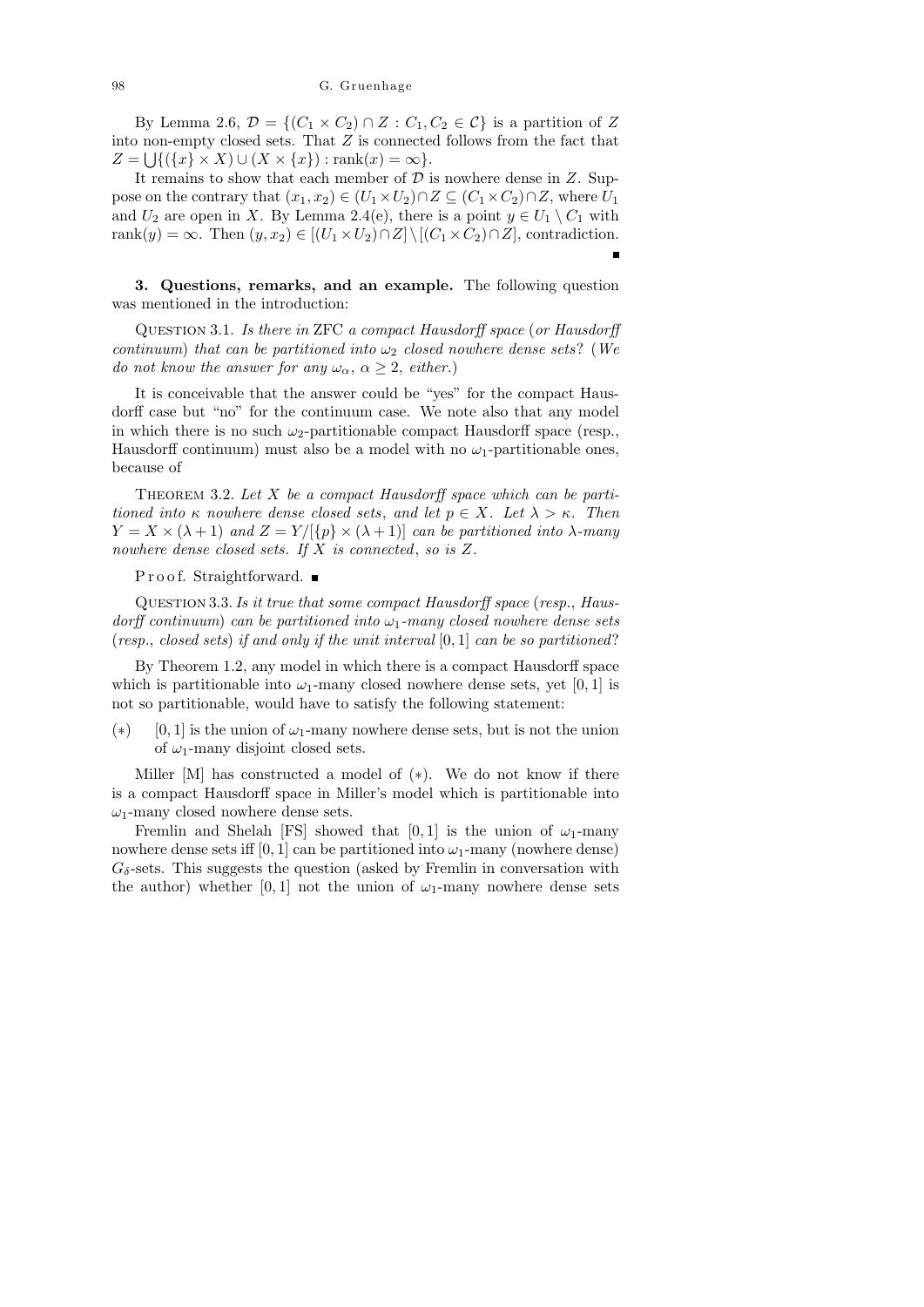By Lemma 2.6, $\mathcal{D} = \{(C_1 \times C_2) \cap Z : C_1, C_2 \in \mathcal{C}\}$ is a partition of $Z$ into non-empty closed sets. That $Z$ is connected follows from the fact that $Z = \bigcup\{(\{x\} \times X) \cup (X \times \{x\}) : \mathrm{rank}(x) = \infty\}$.

It remains to show that each member of $\mathcal{D}$ is nowhere dense in $Z$. Suppose on the contrary that $(x_1, x_2) \in (U_1 \times U_2) \cap Z \subseteq (C_1 \times C_2) \cap Z$, where $U_1$ and $U_2$ are open in $X$. By Lemma 2.4(e), there is a point $y \in U_1 \setminus C_1$ with $\mathrm{rank}(y) = \infty$. Then $(y, x_2) \in [(U_1 \times U_2) \cap Z] \setminus [(C_1 \times C_2) \cap Z]$, contradiction. ∎

**3. Questions, remarks, and an example.** The following question was mentioned in the introduction:

Question 3.1. *Is there in* ZFC *a compact Hausdorff space* (*or Hausdorff continuum*) *that can be partitioned into $\omega_2$ closed nowhere dense sets*? (*We do not know the answer for any $\omega_\alpha$, $\alpha \geq 2$, either.*)

It is conceivable that the answer could be "yes" for the compact Hausdorff case but "no" for the continuum case. We note also that any model in which there is no such $\omega_2$-partitionable compact Hausdorff space (resp., Hausdorff continuum) must also be a model with no $\omega_1$-partitionable ones, because of

Theorem 3.2. *Let $X$ be a compact Hausdorff space which can be partitioned into $\kappa$ nowhere dense closed sets, and let $p \in X$. Let $\lambda > \kappa$. Then $Y = X \times (\lambda + 1)$ and $Z = Y/[\{p\} \times (\lambda + 1)]$ can be partitioned into $\lambda$-many nowhere dense closed sets. If $X$ is connected*, *so is $Z$.*

Proof. Straightforward. ∎

Question 3.3. *Is it true that some compact Hausdorff space* (*resp.*, *Hausdorff continuum*) *can be partitioned into $\omega_1$-many closed nowhere dense sets* (*resp.*, *closed sets*) *if and only if the unit interval $[0, 1]$ can be so partitioned*?

By Theorem 1.2, any model in which there is a compact Hausdorff space which is partitionable into $\omega_1$-many closed nowhere dense sets, yet $[0, 1]$ is not so partitionable, would have to satisfy the following statement:

$(*)$ $[0, 1]$ is the union of $\omega_1$-many nowhere dense sets, but is not the union of $\omega_1$-many disjoint closed sets.

Miller [M] has constructed a model of $(*)$. We do not know if there is a compact Hausdorff space in Miller's model which is partitionable into $\omega_1$-many closed nowhere dense sets.

Fremlin and Shelah [FS] showed that $[0, 1]$ is the union of $\omega_1$-many nowhere dense sets iff $[0, 1]$ can be partitioned into $\omega_1$-many (nowhere dense) $G_\delta$-sets. This suggests the question (asked by Fremlin in conversation with the author) whether $[0, 1]$ not the union of $\omega_1$-many nowhere dense sets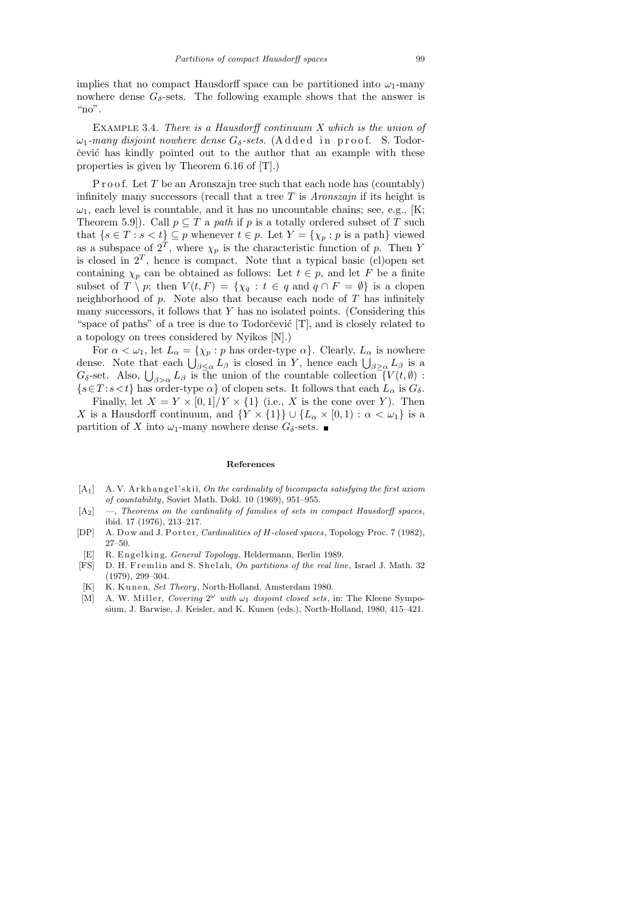implies that no compact Hausdorff space can be partitioned into $\omega_1$-many nowhere dense $G_\delta$-sets. The following example shows that the answer is "no".

Example 3.4. *There is a Hausdorff continuum $X$ which is the union of $\omega_1$-many disjoint nowhere dense $G_\delta$-sets.* (Added in proof. S. Todorčević has kindly pointed out to the author that an example with these properties is given by Theorem 6.16 of [T].)

Proof. Let $T$ be an Aronszajn tree such that each node has (countably) infinitely many successors (recall that a tree $T$ is *Aronszajn* if its height is $\omega_1$, each level is countable, and it has no uncountable chains; see, e.g., [K; Theorem 5.9]). Call $p \subseteq T$ a *path* if $p$ is a totally ordered subset of $T$ such that $\{s \in T : s < t\} \subseteq p$ whenever $t \in p$. Let $Y = \{\chi_p : p \text{ is a path}\}$ viewed as a subspace of $2^T$, where $\chi_p$ is the characteristic function of $p$. Then $Y$ is closed in $2^T$, hence is compact. Note that a typical basic (cl)open set containing $\chi_p$ can be obtained as follows: Let $t \in p$, and let $F$ be a finite subset of $T \setminus p$; then $V(t, F) = \{\chi_q : t \in q \text{ and } q \cap F = \emptyset\}$ is a clopen neighborhood of $p$. Note also that because each node of $T$ has infinitely many successors, it follows that $Y$ has no isolated points. (Considering this "space of paths" of a tree is due to Todorčević [T], and is closely related to a topology on trees considered by Nyikos [N].)

For $\alpha < \omega_1$, let $L_\alpha = \{\chi_p : p \text{ has order-type } \alpha\}$. Clearly, $L_\alpha$ is nowhere dense. Note that each $\bigcup_{\beta \le \alpha} L_\beta$ is closed in $Y$, hence each $\bigcup_{\beta \ge \alpha} L_\beta$ is a $G_\delta$-set. Also, $\bigcup_{\beta > \alpha} L_\beta$ is the union of the countable collection $\{V(t, \emptyset) : \{s \in T : s < t\} \text{ has order-type } \alpha\}$ of clopen sets. It follows that each $L_\alpha$ is $G_\delta$.

Finally, let $X = Y \times [0,1]/Y \times \{1\}$ (i.e., $X$ is the cone over $Y$). Then $X$ is a Hausdorff continuum, and $\{Y \times \{1\}\} \cup \{L_\alpha \times [0,1) : \alpha < \omega_1\}$ is a partition of $X$ into $\omega_1$-many nowhere dense $G_\delta$-sets. ∎

## References

- [A$_1$] A. V. Arkhangel'skiĭ, *On the cardinality of bicompacta satisfying the first axiom of countability*, Soviet Math. Dokl. 10 (1969), 951–955.
- [A$_2$] —, *Theorems on the cardinality of families of sets in compact Hausdorff spaces*, ibid. 17 (1976), 213–217.
- [DP] A. Dow and J. Porter, *Cardinalities of H-closed spaces*, Topology Proc. 7 (1982), 27–50.
- [E] R. Engelking, *General Topology*, Heldermann, Berlin 1989.
- [FS] D. H. Fremlin and S. Shelah, *On partitions of the real line*, Israel J. Math. 32 (1979), 299–304.
- [K] K. Kunen, *Set Theory*, North-Holland, Amsterdam 1980.
- [M] A. W. Miller, *Covering $2^\omega$ with $\omega_1$ disjoint closed sets*, in: The Kleene Symposium, J. Barwise, J. Keisler, and K. Kunen (eds.), North-Holland, 1980, 415–421.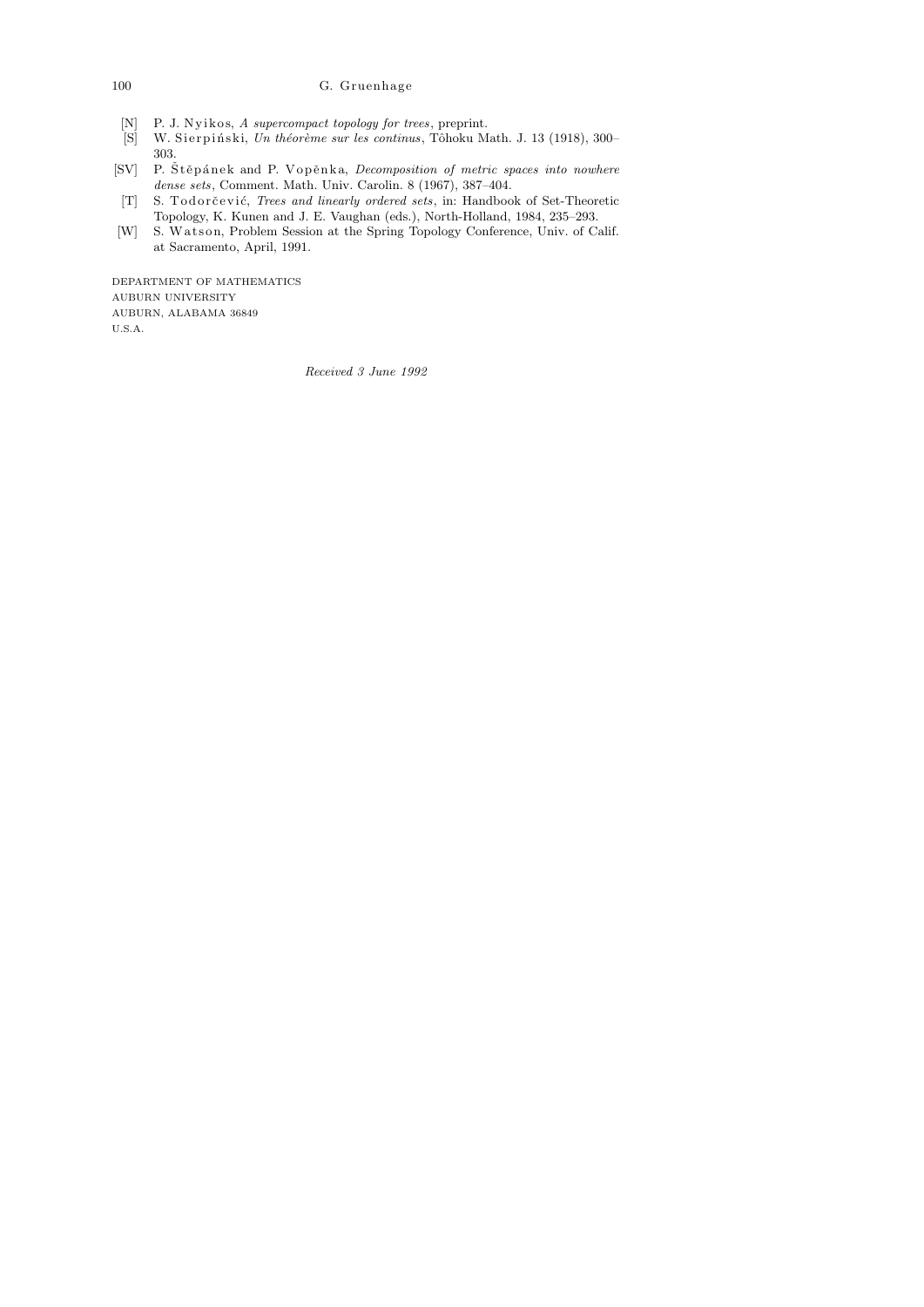[N] P. J. Nyikos, *A supercompact topology for trees*, preprint.

[S] W. Sierpiński, *Un théorème sur les continus*, Tôhoku Math. J. 13 (1918), 300–303.

[SV] P. Štěpánek and P. Vopěnka, *Decomposition of metric spaces into nowhere dense sets*, Comment. Math. Univ. Carolin. 8 (1967), 387–404.

[T] S. Todorčević, *Trees and linearly ordered sets*, in: Handbook of Set-Theoretic Topology, K. Kunen and J. E. Vaughan (eds.), North-Holland, 1984, 235–293.

[W] S. Watson, Problem Session at the Spring Topology Conference, Univ. of Calif. at Sacramento, April, 1991.

DEPARTMENT OF MATHEMATICS
AUBURN UNIVERSITY
AUBURN, ALABAMA 36849
U.S.A.

*Received 3 June 1992*